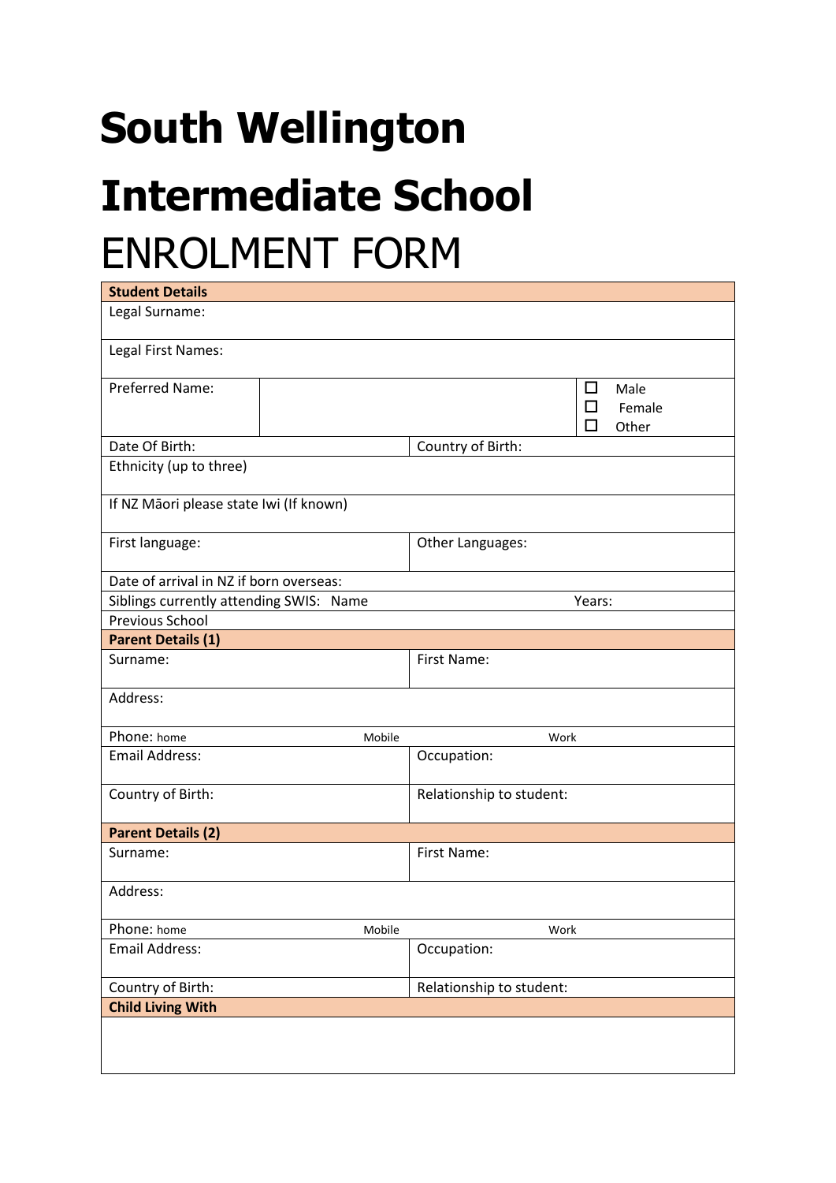# South Wellington Intermediate School

# ENROLMENT FORM

| **Student Details** | | | |
|---|---|---|---|
| Legal Surname: | | | |
| Legal First Names: | | | |
| Preferred Name: | | | ☐ Male<br>☐ Female<br>☐ Other |
| Date Of Birth: | | Country of Birth: | |
| Ethnicity (up to three) | | | |
| If NZ Māori please state Iwi (If known) | | | |
| First language: | | Other Languages: | |
| Date of arrival in NZ if born overseas: | | | |
| Siblings currently attending SWIS: Name | | | Years: |
| Previous School | | | |
| **Parent Details (1)** | | | |
| Surname: | | First Name: | |
| Address: | | | |
| Phone: home | Mobile | Work | |
| Email Address: | | Occupation: | |
| Country of Birth: | | Relationship to student: | |
| **Parent Details (2)** | | | |
| Surname: | | First Name: | |
| Address: | | | |
| Phone: home | Mobile | Work | |
| Email Address: | | Occupation: | |
| Country of Birth: | | Relationship to student: | |
| **Child Living With** | | | |
| | | | |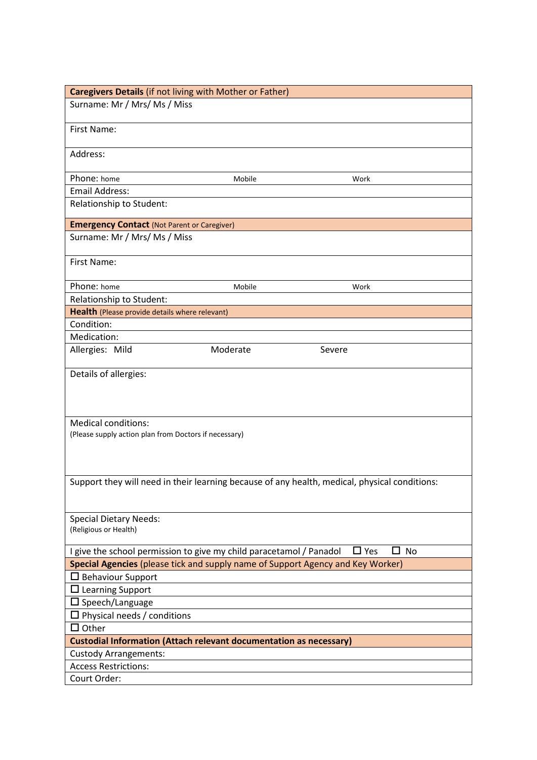| **Caregivers Details** (if not living with Mother or Father) | | |
|---|---|---|
| Surname: Mr / Mrs/ Ms / Miss | | |
| First Name: | | |
| Address: | | |
| Phone: home | Mobile | Work |
| Email Address: | | |
| Relationship to Student: | | |
| **Emergency Contact** (Not Parent or Caregiver) | | |
| Surname: Mr / Mrs/ Ms / Miss | | |
| First Name: | | |
| Phone: home | Mobile | Work |
| Relationship to Student: | | |
| **Health** (Please provide details where relevant) | | |
| Condition: | | |
| Medication: | | |
| Allergies: Mild | Moderate | Severe |
| Details of allergies: | | |
| Medical conditions:<br>(Please supply action plan from Doctors if necessary) | | |
| Support they will need in their learning because of any health, medical, physical conditions: | | |
| Special Dietary Needs:<br>(Religious or Health) | | |
| I give the school permission to give my child paracetamol / Panadol ☐ Yes ☐ No | | |
| **Special Agencies** (please tick and supply name of Support Agency and Key Worker) | | |
| ☐ Behaviour Support | | |
| ☐ Learning Support | | |
| ☐ Speech/Language | | |
| ☐ Physical needs / conditions | | |
| ☐ Other | | |
| **Custodial Information (Attach relevant documentation as necessary)** | | |
| Custody Arrangements: | | |
| Access Restrictions: | | |
| Court Order: | | |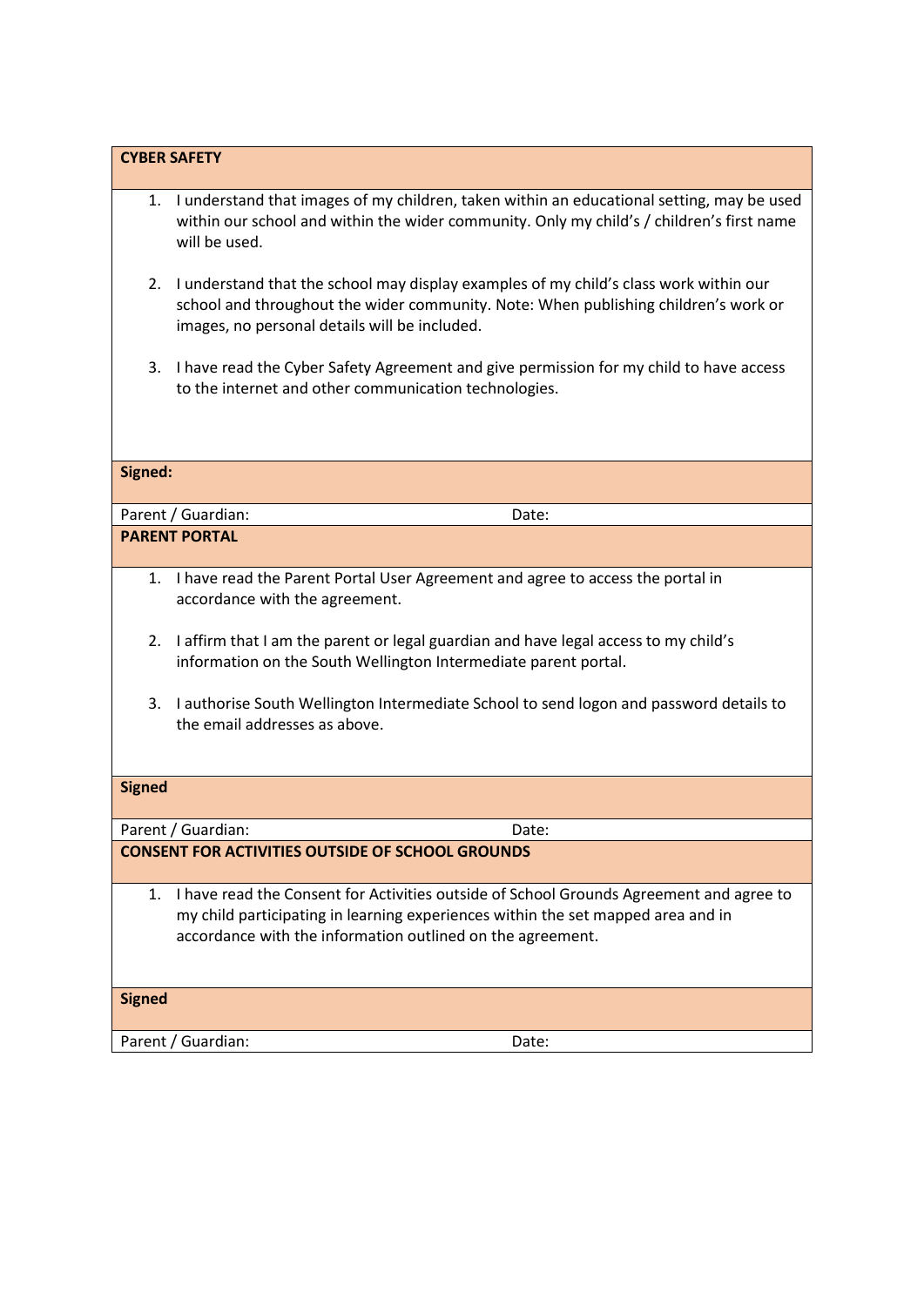**CYBER SAFETY**

1. I understand that images of my children, taken within an educational setting, may be used within our school and within the wider community. Only my child's / children's first name will be used.

2. I understand that the school may display examples of my child's class work within our school and throughout the wider community. Note: When publishing children's work or images, no personal details will be included.

3. I have read the Cyber Safety Agreement and give permission for my child to have access to the internet and other communication technologies.

**Signed:**

| Parent / Guardian: | Date: |
|---|---|

**PARENT PORTAL**

1. I have read the Parent Portal User Agreement and agree to access the portal in accordance with the agreement.

2. I affirm that I am the parent or legal guardian and have legal access to my child's information on the South Wellington Intermediate parent portal.

3. I authorise South Wellington Intermediate School to send logon and password details to the email addresses as above.

**Signed**

| Parent / Guardian: | Date: |
|---|---|

**CONSENT FOR ACTIVITIES OUTSIDE OF SCHOOL GROUNDS**

1. I have read the Consent for Activities outside of School Grounds Agreement and agree to my child participating in learning experiences within the set mapped area and in accordance with the information outlined on the agreement.

**Signed**

| Parent / Guardian: | Date: |
|---|---|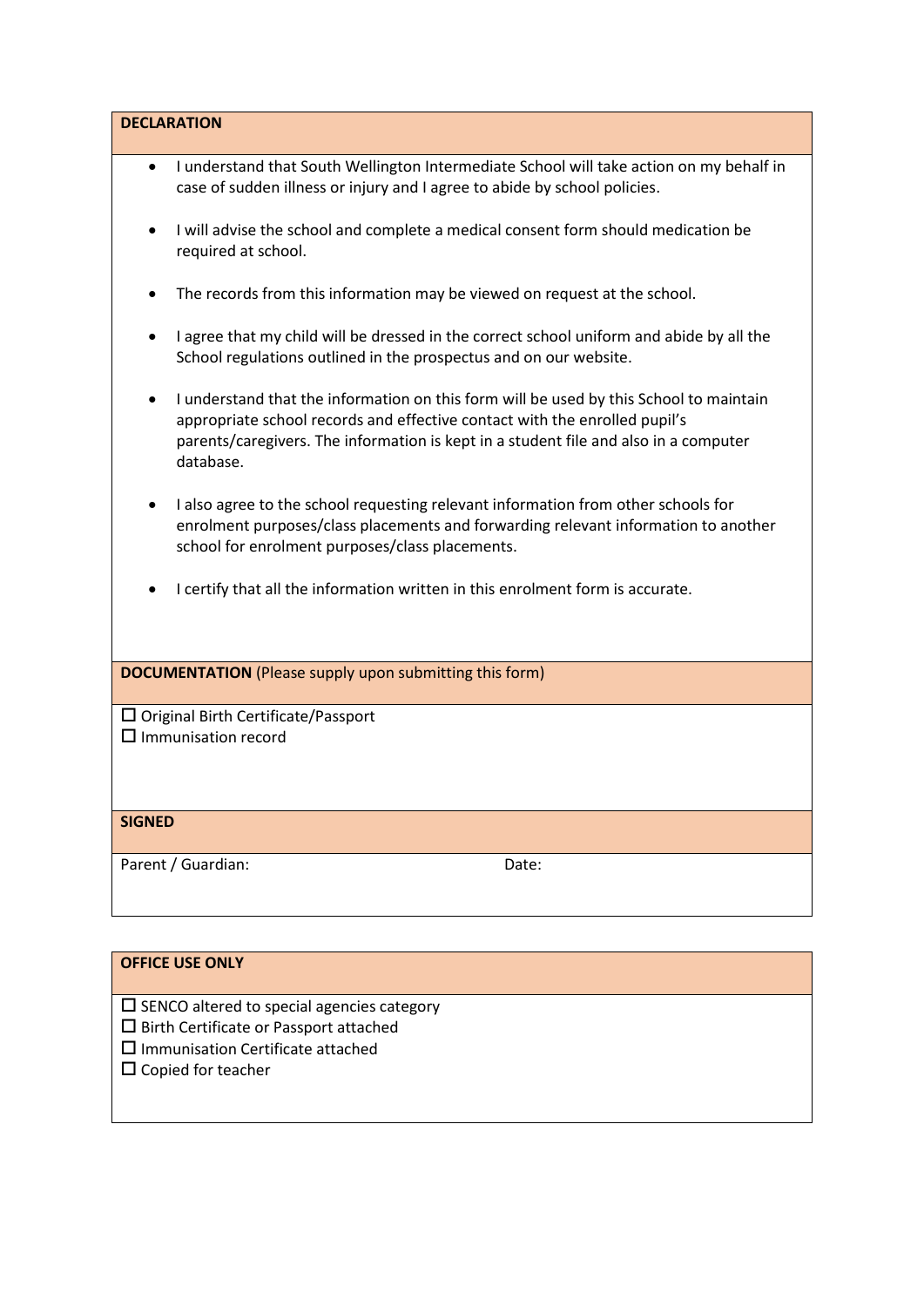## DECLARATION

- I understand that South Wellington Intermediate School will take action on my behalf in case of sudden illness or injury and I agree to abide by school policies.
- I will advise the school and complete a medical consent form should medication be required at school.
- The records from this information may be viewed on request at the school.
- I agree that my child will be dressed in the correct school uniform and abide by all the School regulations outlined in the prospectus and on our website.
- I understand that the information on this form will be used by this School to maintain appropriate school records and effective contact with the enrolled pupil's parents/caregivers. The information is kept in a student file and also in a computer database.
- I also agree to the school requesting relevant information from other schools for enrolment purposes/class placements and forwarding relevant information to another school for enrolment purposes/class placements.
- I certify that all the information written in this enrolment form is accurate.

## DOCUMENTATION (Please supply upon submitting this form)

☐ Original Birth Certificate/Passport
☐ Immunisation record

## SIGNED

Parent / Guardian: Date:

## OFFICE USE ONLY

☐ SENCO altered to special agencies category
☐ Birth Certificate or Passport attached
☐ Immunisation Certificate attached
☐ Copied for teacher